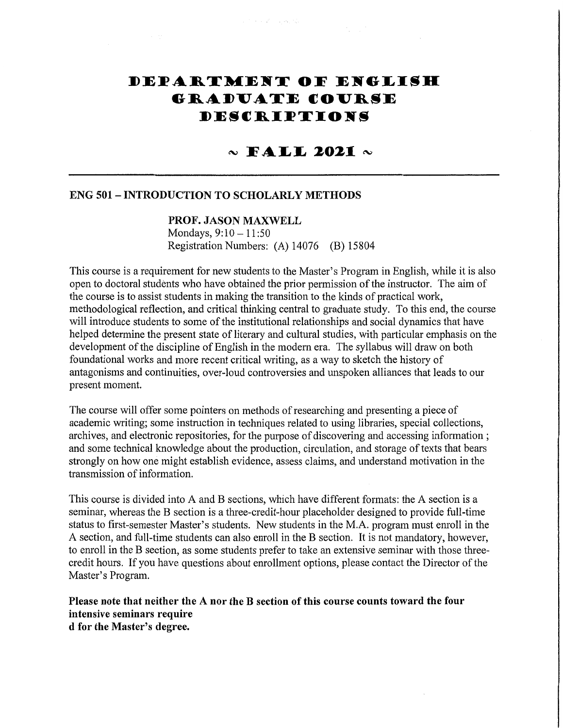# DEPARTMENT OF ENGLISH GRADUATE COURSE DESCRIPTIONS

## ~ FALL 2021 ~

---

### ENG 501 – INTRODUCTION TO SCHOLARLY METHODS

**PROF. JASON MAXWELL**
Mondays, 9:10 – 11:50
Registration Numbers: (A) 14076 (B) 15804

This course is a requirement for new students to the Master's Program in English, while it is also open to doctoral students who have obtained the prior permission of the instructor. The aim of the course is to assist students in making the transition to the kinds of practical work, methodological reflection, and critical thinking central to graduate study. To this end, the course will introduce students to some of the institutional relationships and social dynamics that have helped determine the present state of literary and cultural studies, with particular emphasis on the development of the discipline of English in the modern era. The syllabus will draw on both foundational works and more recent critical writing, as a way to sketch the history of antagonisms and continuities, over-loud controversies and unspoken alliances that leads to our present moment.

The course will offer some pointers on methods of researching and presenting a piece of academic writing; some instruction in techniques related to using libraries, special collections, archives, and electronic repositories, for the purpose of discovering and accessing information ; and some technical knowledge about the production, circulation, and storage of texts that bears strongly on how one might establish evidence, assess claims, and understand motivation in the transmission of information.

This course is divided into A and B sections, which have different formats: the A section is a seminar, whereas the B section is a three-credit-hour placeholder designed to provide full-time status to first-semester Master's students. New students in the M.A. program must enroll in the A section, and full-time students can also enroll in the B section. It is not mandatory, however, to enroll in the B section, as some students prefer to take an extensive seminar with those three-credit hours. If you have questions about enrollment options, please contact the Director of the Master's Program.

**Please note that neither the A nor the B section of this course counts toward the four intensive seminars require d for the Master's degree.**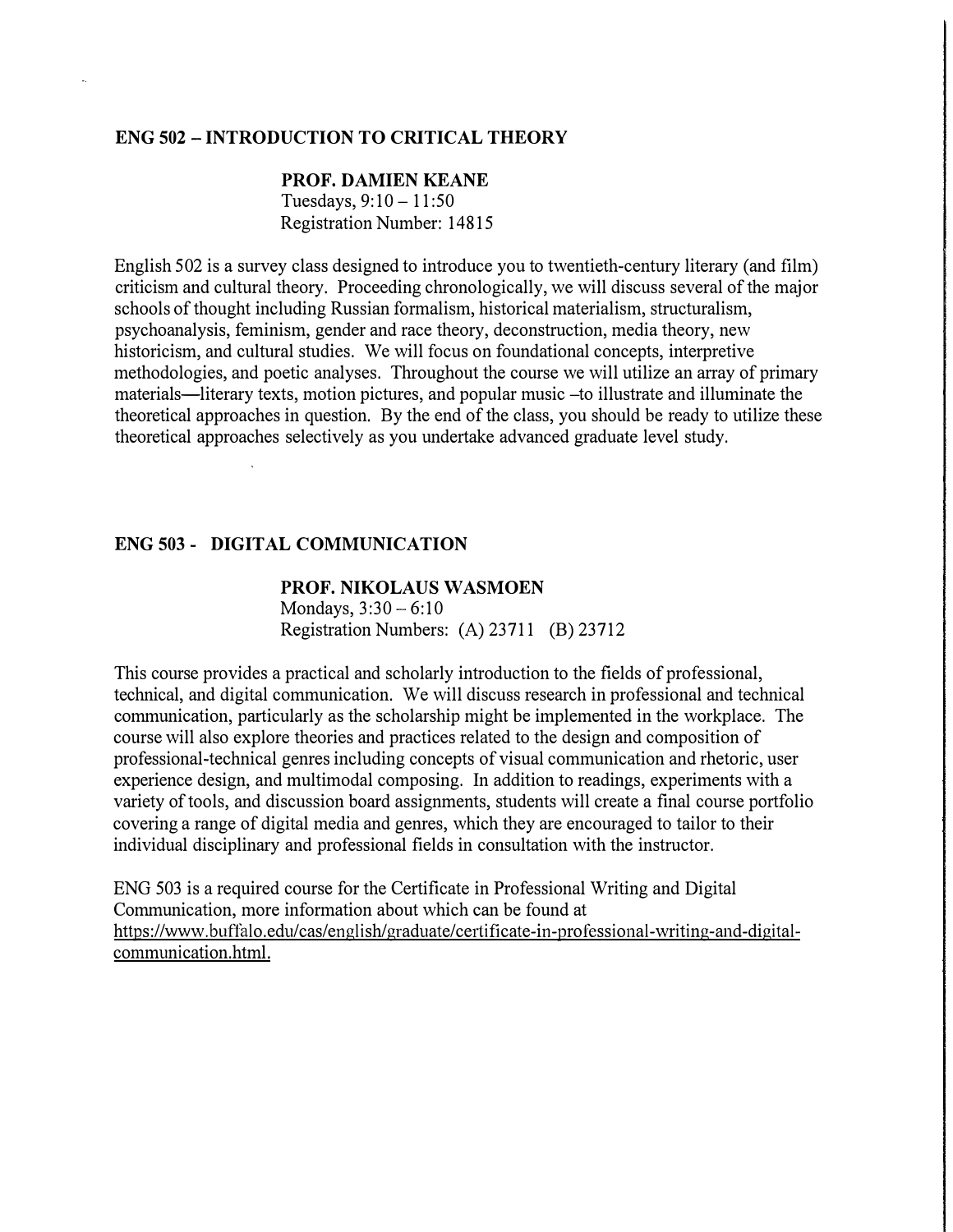## ENG 502 – INTRODUCTION TO CRITICAL THEORY

**PROF. DAMIEN KEANE**
Tuesdays, 9:10 – 11:50
Registration Number: 14815

English 502 is a survey class designed to introduce you to twentieth-century literary (and film) criticism and cultural theory. Proceeding chronologically, we will discuss several of the major schools of thought including Russian formalism, historical materialism, structuralism, psychoanalysis, feminism, gender and race theory, deconstruction, media theory, new historicism, and cultural studies. We will focus on foundational concepts, interpretive methodologies, and poetic analyses. Throughout the course we will utilize an array of primary materials—literary texts, motion pictures, and popular music –to illustrate and illuminate the theoretical approaches in question. By the end of the class, you should be ready to utilize these theoretical approaches selectively as you undertake advanced graduate level study.

## ENG 503 - DIGITAL COMMUNICATION

**PROF. NIKOLAUS WASMOEN**
Mondays, 3:30 – 6:10
Registration Numbers: (A) 23711 (B) 23712

This course provides a practical and scholarly introduction to the fields of professional, technical, and digital communication. We will discuss research in professional and technical communication, particularly as the scholarship might be implemented in the workplace. The course will also explore theories and practices related to the design and composition of professional-technical genres including concepts of visual communication and rhetoric, user experience design, and multimodal composing. In addition to readings, experiments with a variety of tools, and discussion board assignments, students will create a final course portfolio covering a range of digital media and genres, which they are encouraged to tailor to their individual disciplinary and professional fields in consultation with the instructor.

ENG 503 is a required course for the Certificate in Professional Writing and Digital Communication, more information about which can be found at https://www.buffalo.edu/cas/english/graduate/certificate-in-professional-writing-and-digital-communication.html.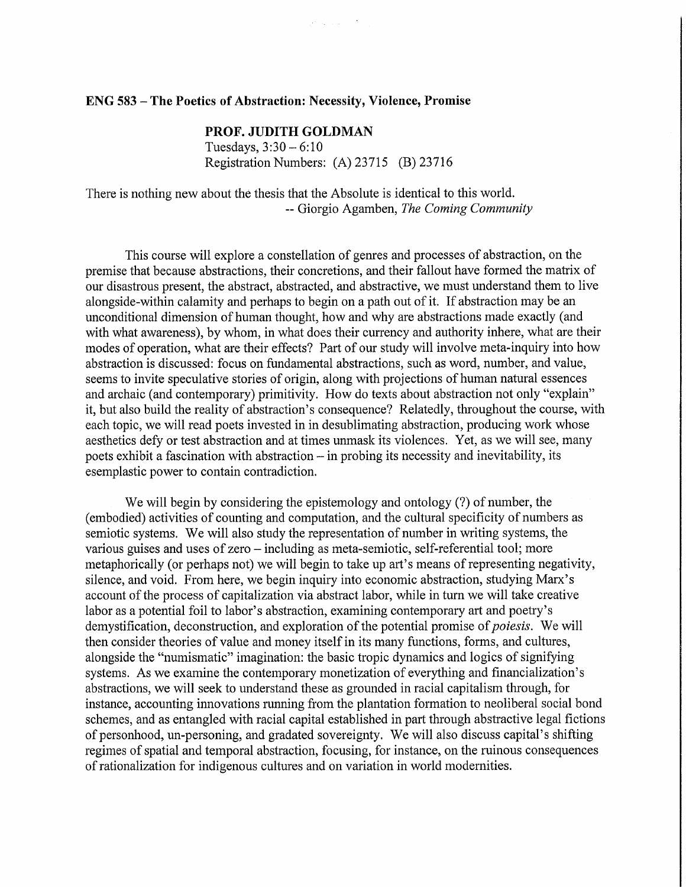**ENG 583 – The Poetics of Abstraction: Necessity, Violence, Promise**

**PROF. JUDITH GOLDMAN**
Tuesdays, 3:30 – 6:10
Registration Numbers: (A) 23715 (B) 23716

There is nothing new about the thesis that the Absolute is identical to this world.
-- Giorgio Agamben, *The Coming Community*

This course will explore a constellation of genres and processes of abstraction, on the premise that because abstractions, their concretions, and their fallout have formed the matrix of our disastrous present, the abstract, abstracted, and abstractive, we must understand them to live alongside-within calamity and perhaps to begin on a path out of it. If abstraction may be an unconditional dimension of human thought, how and why are abstractions made exactly (and with what awareness), by whom, in what does their currency and authority inhere, what are their modes of operation, what are their effects? Part of our study will involve meta-inquiry into how abstraction is discussed: focus on fundamental abstractions, such as word, number, and value, seems to invite speculative stories of origin, along with projections of human natural essences and archaic (and contemporary) primitivity. How do texts about abstraction not only "explain" it, but also build the reality of abstraction's consequence? Relatedly, throughout the course, with each topic, we will read poets invested in in desublimating abstraction, producing work whose aesthetics defy or test abstraction and at times unmask its violences. Yet, as we will see, many poets exhibit a fascination with abstraction – in probing its necessity and inevitability, its esemplastic power to contain contradiction.

We will begin by considering the epistemology and ontology (?) of number, the (embodied) activities of counting and computation, and the cultural specificity of numbers as semiotic systems. We will also study the representation of number in writing systems, the various guises and uses of zero – including as meta-semiotic, self-referential tool; more metaphorically (or perhaps not) we will begin to take up art's means of representing negativity, silence, and void. From here, we begin inquiry into economic abstraction, studying Marx's account of the process of capitalization via abstract labor, while in turn we will take creative labor as a potential foil to labor's abstraction, examining contemporary art and poetry's demystification, deconstruction, and exploration of the potential promise of *poiesis*. We will then consider theories of value and money itself in its many functions, forms, and cultures, alongside the "numismatic" imagination: the basic tropic dynamics and logics of signifying systems. As we examine the contemporary monetization of everything and financialization's abstractions, we will seek to understand these as grounded in racial capitalism through, for instance, accounting innovations running from the plantation formation to neoliberal social bond schemes, and as entangled with racial capital established in part through abstractive legal fictions of personhood, un-personing, and gradated sovereignty. We will also discuss capital's shifting regimes of spatial and temporal abstraction, focusing, for instance, on the ruinous consequences of rationalization for indigenous cultures and on variation in world modernities.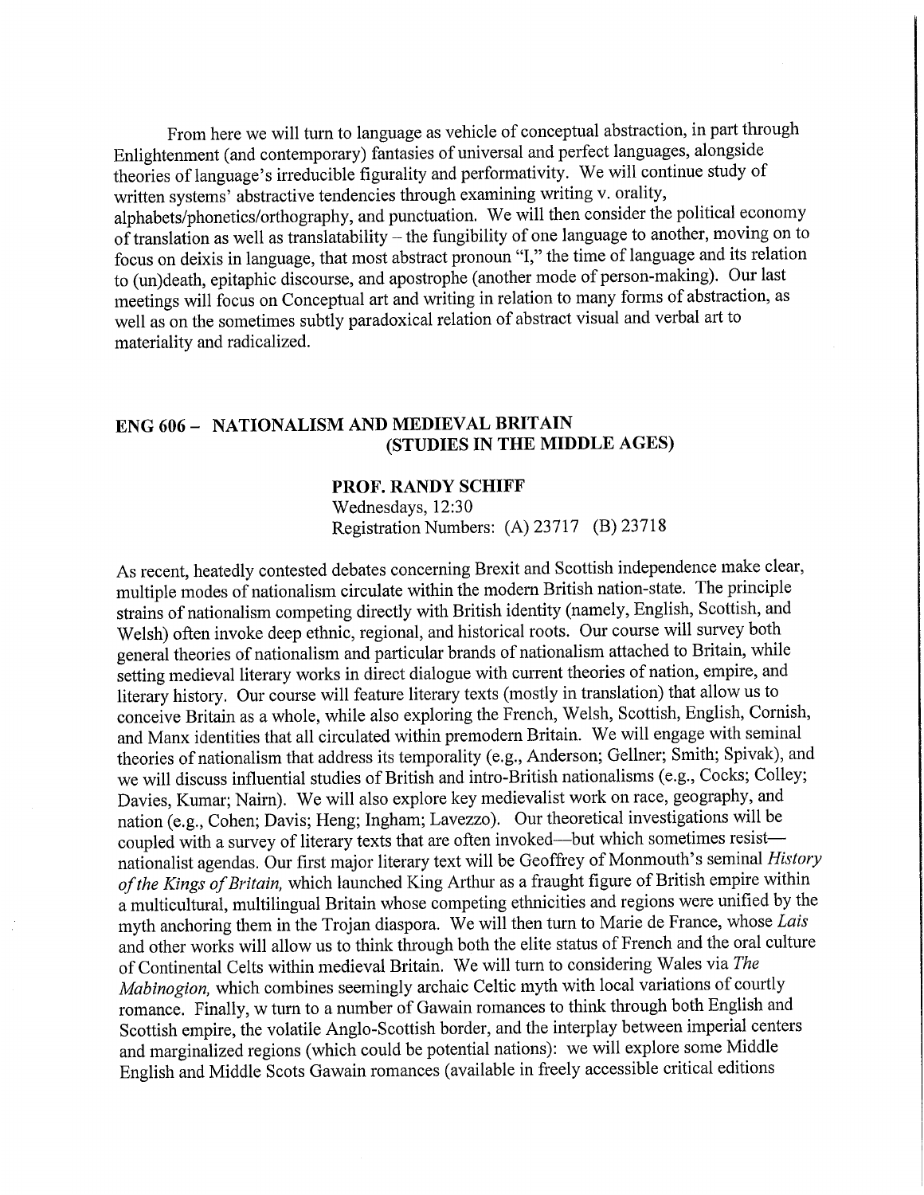From here we will turn to language as vehicle of conceptual abstraction, in part through Enlightenment (and contemporary) fantasies of universal and perfect languages, alongside theories of language's irreducible figurality and performativity. We will continue study of written systems' abstractive tendencies through examining writing v. orality, alphabets/phonetics/orthography, and punctuation. We will then consider the political economy of translation as well as translatability – the fungibility of one language to another, moving on to focus on deixis in language, that most abstract pronoun "I," the time of language and its relation to (un)death, epitaphic discourse, and apostrophe (another mode of person-making). Our last meetings will focus on Conceptual art and writing in relation to many forms of abstraction, as well as on the sometimes subtly paradoxical relation of abstract visual and verbal art to materiality and radicalized.

## ENG 606 – NATIONALISM AND MEDIEVAL BRITAIN (STUDIES IN THE MIDDLE AGES)

**PROF. RANDY SCHIFF**
Wednesdays, 12:30
Registration Numbers: (A) 23717 (B) 23718

As recent, heatedly contested debates concerning Brexit and Scottish independence make clear, multiple modes of nationalism circulate within the modern British nation-state. The principle strains of nationalism competing directly with British identity (namely, English, Scottish, and Welsh) often invoke deep ethnic, regional, and historical roots. Our course will survey both general theories of nationalism and particular brands of nationalism attached to Britain, while setting medieval literary works in direct dialogue with current theories of nation, empire, and literary history. Our course will feature literary texts (mostly in translation) that allow us to conceive Britain as a whole, while also exploring the French, Welsh, Scottish, English, Cornish, and Manx identities that all circulated within premodern Britain. We will engage with seminal theories of nationalism that address its temporality (e.g., Anderson; Gellner; Smith; Spivak), and we will discuss influential studies of British and intro-British nationalisms (e.g., Cocks; Colley; Davies, Kumar; Nairn). We will also explore key medievalist work on race, geography, and nation (e.g., Cohen; Davis; Heng; Ingham; Lavezzo). Our theoretical investigations will be coupled with a survey of literary texts that are often invoked—but which sometimes resist—nationalist agendas. Our first major literary text will be Geoffrey of Monmouth's seminal *History of the Kings of Britain,* which launched King Arthur as a fraught figure of British empire within a multicultural, multilingual Britain whose competing ethnicities and regions were unified by the myth anchoring them in the Trojan diaspora. We will then turn to Marie de France, whose *Lais* and other works will allow us to think through both the elite status of French and the oral culture of Continental Celts within medieval Britain. We will turn to considering Wales via *The Mabinogion,* which combines seemingly archaic Celtic myth with local variations of courtly romance. Finally, w turn to a number of Gawain romances to think through both English and Scottish empire, the volatile Anglo-Scottish border, and the interplay between imperial centers and marginalized regions (which could be potential nations): we will explore some Middle English and Middle Scots Gawain romances (available in freely accessible critical editions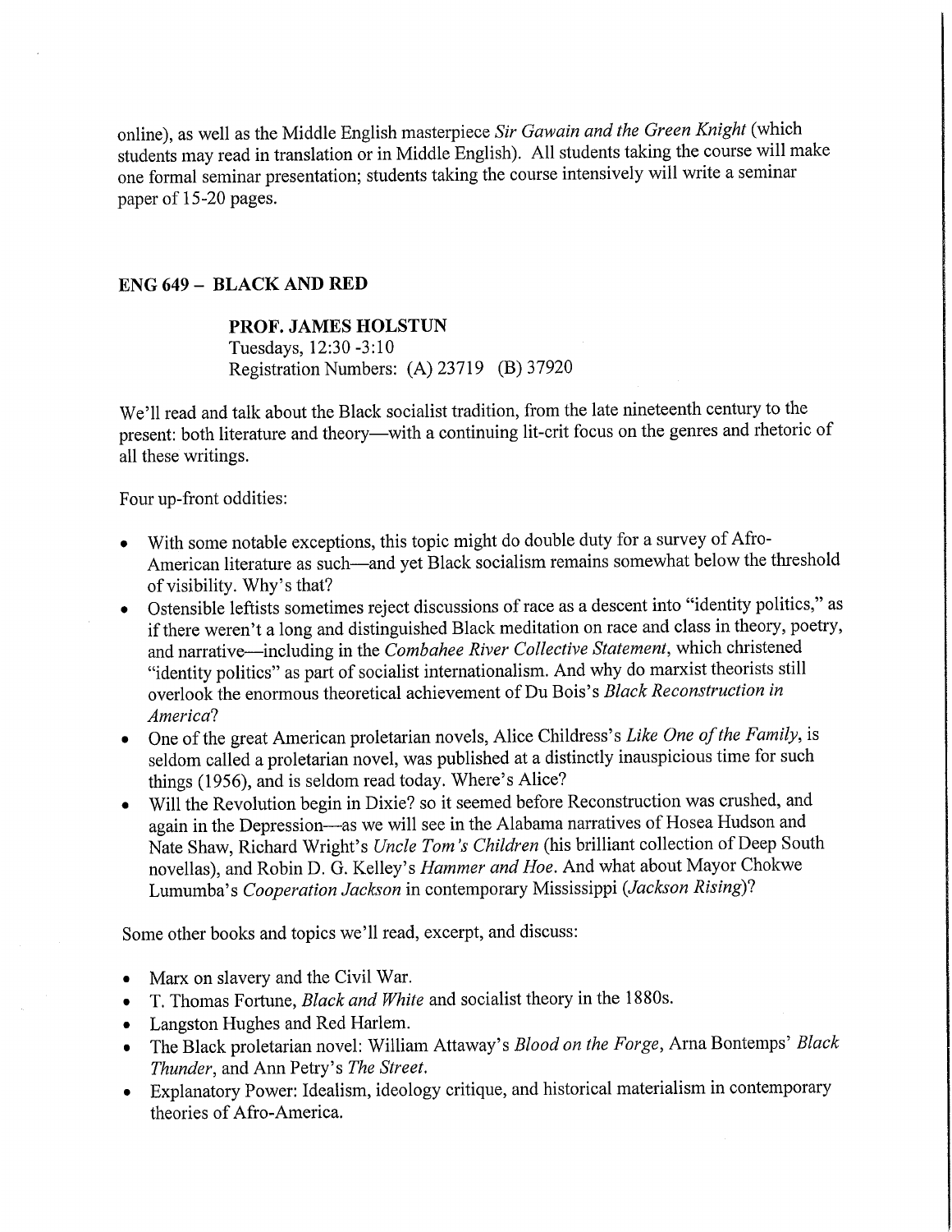online), as well as the Middle English masterpiece *Sir Gawain and the Green Knight* (which students may read in translation or in Middle English). All students taking the course will make one formal seminar presentation; students taking the course intensively will write a seminar paper of 15-20 pages.

## ENG 649 – BLACK AND RED

**PROF. JAMES HOLSTUN**
Tuesdays, 12:30 -3:10
Registration Numbers: (A) 23719 (B) 37920

We'll read and talk about the Black socialist tradition, from the late nineteenth century to the present: both literature and theory—with a continuing lit-crit focus on the genres and rhetoric of all these writings.

Four up-front oddities:

- With some notable exceptions, this topic might do double duty for a survey of Afro-American literature as such—and yet Black socialism remains somewhat below the threshold of visibility. Why's that?
- Ostensible leftists sometimes reject discussions of race as a descent into "identity politics," as if there weren't a long and distinguished Black meditation on race and class in theory, poetry, and narrative—including in the *Combahee River Collective Statement*, which christened "identity politics" as part of socialist internationalism. And why do marxist theorists still overlook the enormous theoretical achievement of Du Bois's *Black Reconstruction in America*?
- One of the great American proletarian novels, Alice Childress's *Like One of the Family*, is seldom called a proletarian novel, was published at a distinctly inauspicious time for such things (1956), and is seldom read today. Where's Alice?
- Will the Revolution begin in Dixie? so it seemed before Reconstruction was crushed, and again in the Depression—as we will see in the Alabama narratives of Hosea Hudson and Nate Shaw, Richard Wright's *Uncle Tom's Children* (his brilliant collection of Deep South novellas), and Robin D. G. Kelley's *Hammer and Hoe*. And what about Mayor Chokwe Lumumba's *Cooperation Jackson* in contemporary Mississippi (*Jackson Rising*)?

Some other books and topics we'll read, excerpt, and discuss:

- Marx on slavery and the Civil War.
- T. Thomas Fortune, *Black and White* and socialist theory in the 1880s.
- Langston Hughes and Red Harlem.
- The Black proletarian novel: William Attaway's *Blood on the Forge*, Arna Bontemps' *Black Thunder*, and Ann Petry's *The Street*.
- Explanatory Power: Idealism, ideology critique, and historical materialism in contemporary theories of Afro-America.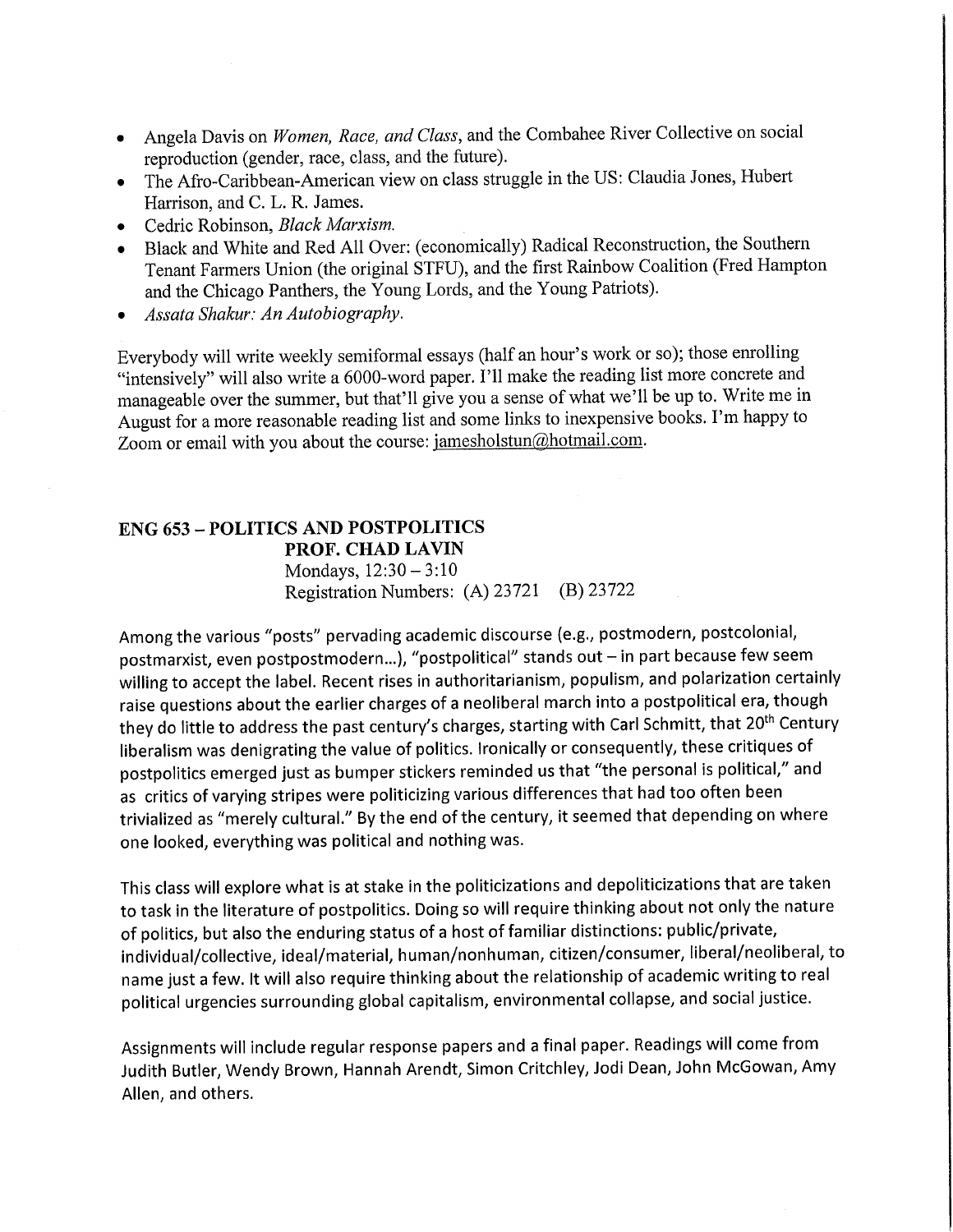- Angela Davis on *Women, Race, and Class*, and the Combahee River Collective on social reproduction (gender, race, class, and the future).
- The Afro-Caribbean-American view on class struggle in the US: Claudia Jones, Hubert Harrison, and C. L. R. James.
- Cedric Robinson, *Black Marxism.*
- Black and White and Red All Over: (economically) Radical Reconstruction, the Southern Tenant Farmers Union (the original STFU), and the first Rainbow Coalition (Fred Hampton and the Chicago Panthers, the Young Lords, and the Young Patriots).
- *Assata Shakur: An Autobiography.*

Everybody will write weekly semiformal essays (half an hour's work or so); those enrolling "intensively" will also write a 6000-word paper. I'll make the reading list more concrete and manageable over the summer, but that'll give you a sense of what we'll be up to. Write me in August for a more reasonable reading list and some links to inexpensive books. I'm happy to Zoom or email with you about the course: jamesholstun@hotmail.com.

## ENG 653 – POLITICS AND POSTPOLITICS

**PROF. CHAD LAVIN**
Mondays, 12:30 – 3:10
Registration Numbers: (A) 23721 (B) 23722

Among the various "posts" pervading academic discourse (e.g., postmodern, postcolonial, postmarxist, even postpostmodern…), "postpolitical" stands out – in part because few seem willing to accept the label. Recent rises in authoritarianism, populism, and polarization certainly raise questions about the earlier charges of a neoliberal march into a postpolitical era, though they do little to address the past century's charges, starting with Carl Schmitt, that 20th Century liberalism was denigrating the value of politics. Ironically or consequently, these critiques of postpolitics emerged just as bumper stickers reminded us that "the personal is political," and as critics of varying stripes were politicizing various differences that had too often been trivialized as "merely cultural." By the end of the century, it seemed that depending on where one looked, everything was political and nothing was.

This class will explore what is at stake in the politicizations and depoliticizations that are taken to task in the literature of postpolitics. Doing so will require thinking about not only the nature of politics, but also the enduring status of a host of familiar distinctions: public/private, individual/collective, ideal/material, human/nonhuman, citizen/consumer, liberal/neoliberal, to name just a few. It will also require thinking about the relationship of academic writing to real political urgencies surrounding global capitalism, environmental collapse, and social justice.

Assignments will include regular response papers and a final paper. Readings will come from Judith Butler, Wendy Brown, Hannah Arendt, Simon Critchley, Jodi Dean, John McGowan, Amy Allen, and others.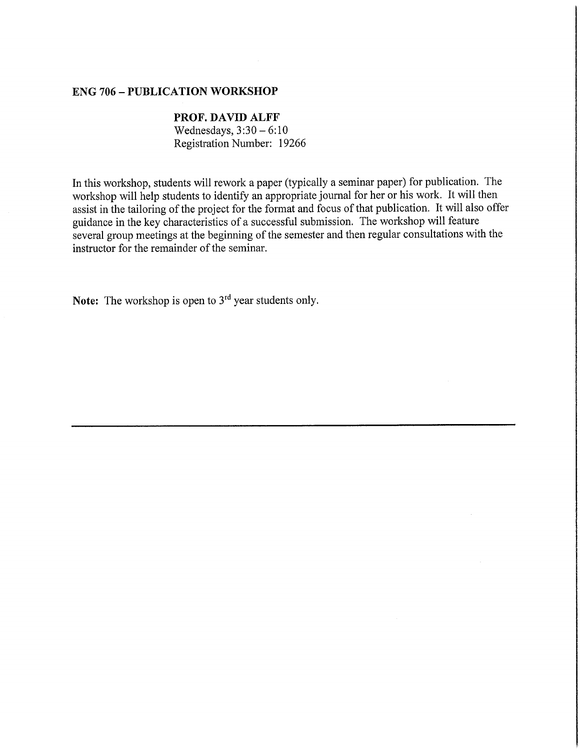## ENG 706 – PUBLICATION WORKSHOP

**PROF. DAVID ALFF**
Wednesdays, 3:30 – 6:10
Registration Number: 19266

In this workshop, students will rework a paper (typically a seminar paper) for publication. The workshop will help students to identify an appropriate journal for her or his work. It will then assist in the tailoring of the project for the format and focus of that publication. It will also offer guidance in the key characteristics of a successful submission. The workshop will feature several group meetings at the beginning of the semester and then regular consultations with the instructor for the remainder of the seminar.

**Note:** The workshop is open to 3rd year students only.

---